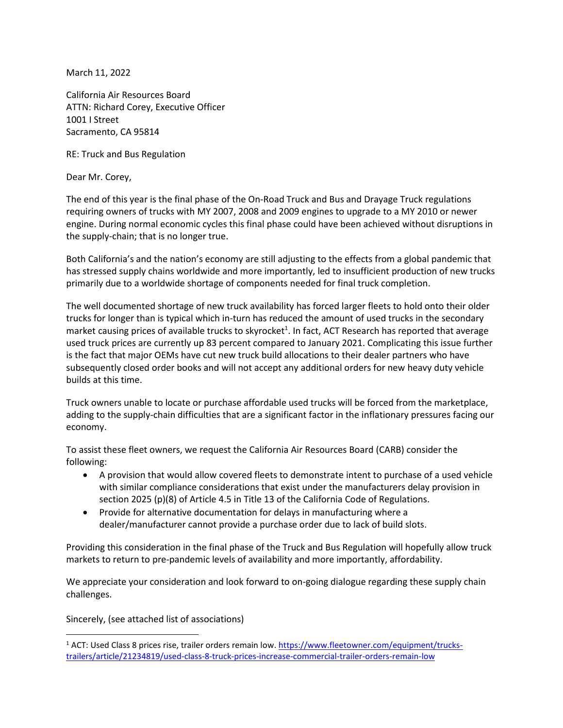March 11, 2022

California Air Resources Board
ATTN: Richard Corey, Executive Officer
1001 I Street
Sacramento, CA 95814

RE: Truck and Bus Regulation

Dear Mr. Corey,

The end of this year is the final phase of the On-Road Truck and Bus and Drayage Truck regulations requiring owners of trucks with MY 2007, 2008 and 2009 engines to upgrade to a MY 2010 or newer engine. During normal economic cycles this final phase could have been achieved without disruptions in the supply-chain; that is no longer true.

Both California's and the nation's economy are still adjusting to the effects from a global pandemic that has stressed supply chains worldwide and more importantly, led to insufficient production of new trucks primarily due to a worldwide shortage of components needed for final truck completion.

The well documented shortage of new truck availability has forced larger fleets to hold onto their older trucks for longer than is typical which in-turn has reduced the amount of used trucks in the secondary market causing prices of available trucks to skyrocket[1]. In fact, ACT Research has reported that average used truck prices are currently up 83 percent compared to January 2021. Complicating this issue further is the fact that major OEMs have cut new truck build allocations to their dealer partners who have subsequently closed order books and will not accept any additional orders for new heavy duty vehicle builds at this time.

Truck owners unable to locate or purchase affordable used trucks will be forced from the marketplace, adding to the supply-chain difficulties that are a significant factor in the inflationary pressures facing our economy.

To assist these fleet owners, we request the California Air Resources Board (CARB) consider the following:

- A provision that would allow covered fleets to demonstrate intent to purchase of a used vehicle with similar compliance considerations that exist under the manufacturers delay provision in section 2025 (p)(8) of Article 4.5 in Title 13 of the California Code of Regulations.
- Provide for alternative documentation for delays in manufacturing where a dealer/manufacturer cannot provide a purchase order due to lack of build slots.

Providing this consideration in the final phase of the Truck and Bus Regulation will hopefully allow truck markets to return to pre-pandemic levels of availability and more importantly, affordability.

We appreciate your consideration and look forward to on-going dialogue regarding these supply chain challenges.

Sincerely, (see attached list of associations)

---

[1] ACT: Used Class 8 prices rise, trailer orders remain low. https://www.fleetowner.com/equipment/trucks-trailers/article/21234819/used-class-8-truck-prices-increase-commercial-trailer-orders-remain-low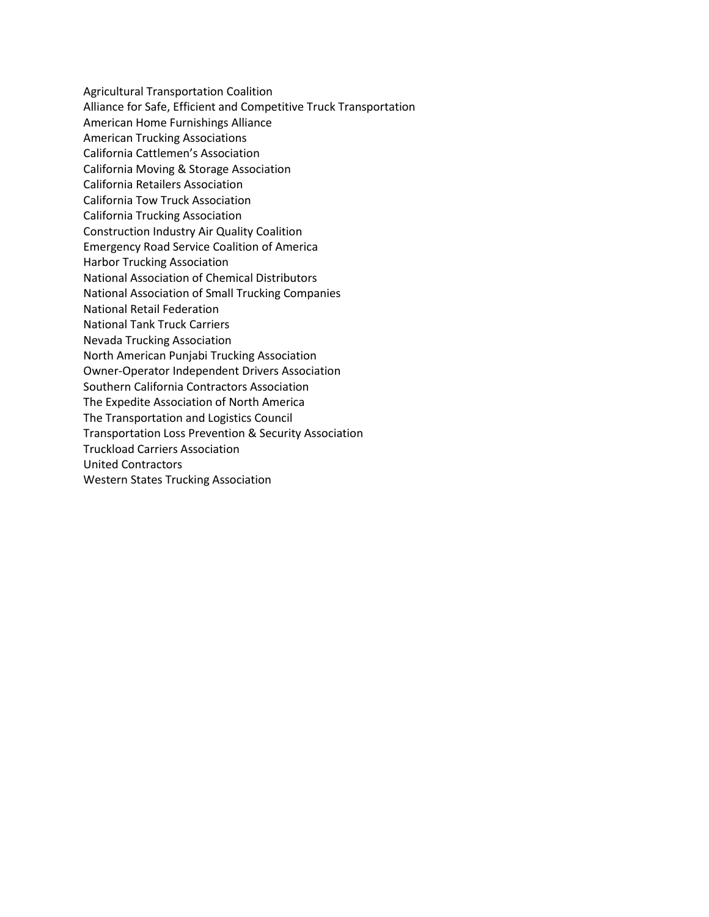Agricultural Transportation Coalition
Alliance for Safe, Efficient and Competitive Truck Transportation
American Home Furnishings Alliance
American Trucking Associations
California Cattlemen's Association
California Moving & Storage Association
California Retailers Association
California Tow Truck Association
California Trucking Association
Construction Industry Air Quality Coalition
Emergency Road Service Coalition of America
Harbor Trucking Association
National Association of Chemical Distributors
National Association of Small Trucking Companies
National Retail Federation
National Tank Truck Carriers
Nevada Trucking Association
North American Punjabi Trucking Association
Owner-Operator Independent Drivers Association
Southern California Contractors Association
The Expedite Association of North America
The Transportation and Logistics Council
Transportation Loss Prevention & Security Association
Truckload Carriers Association
United Contractors
Western States Trucking Association